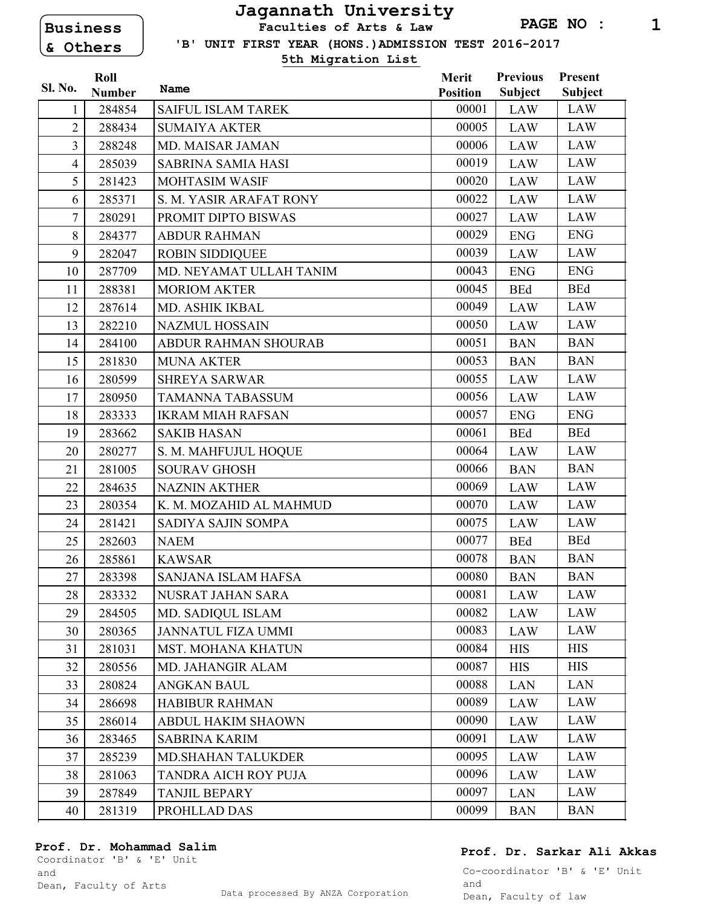Business & Others

# Jagannath University

**Faculties of Arts & Law**

**'B' UNIT FIRST YEAR (HONS.)ADMISSION TEST 2016-2017**

**5th Migration List**

| Sl. No. | Roll Number | Name | Merit Position | Previous Subject | Present Subject |
|---|---|---|---|---|---|
| 1 | 284854 | SAIFUL ISLAM TAREK | 00001 | LAW | LAW |
| 2 | 288434 | SUMAIYA AKTER | 00005 | LAW | LAW |
| 3 | 288248 | MD. MAISAR JAMAN | 00006 | LAW | LAW |
| 4 | 285039 | SABRINA SAMIA HASI | 00019 | LAW | LAW |
| 5 | 281423 | MOHTASIM WASIF | 00020 | LAW | LAW |
| 6 | 285371 | S. M. YASIR ARAFAT RONY | 00022 | LAW | LAW |
| 7 | 280291 | PROMIT DIPTO BISWAS | 00027 | LAW | LAW |
| 8 | 284377 | ABDUR RAHMAN | 00029 | ENG | ENG |
| 9 | 282047 | ROBIN SIDDIQUEE | 00039 | LAW | LAW |
| 10 | 287709 | MD. NEYAMAT ULLAH TANIM | 00043 | ENG | ENG |
| 11 | 288381 | MORIOM AKTER | 00045 | BEd | BEd |
| 12 | 287614 | MD. ASHIK IKBAL | 00049 | LAW | LAW |
| 13 | 282210 | NAZMUL HOSSAIN | 00050 | LAW | LAW |
| 14 | 284100 | ABDUR RAHMAN SHOURAB | 00051 | BAN | BAN |
| 15 | 281830 | MUNA AKTER | 00053 | BAN | BAN |
| 16 | 280599 | SHREYA SARWAR | 00055 | LAW | LAW |
| 17 | 280950 | TAMANNA TABASSUM | 00056 | LAW | LAW |
| 18 | 283333 | IKRAM MIAH RAFSAN | 00057 | ENG | ENG |
| 19 | 283662 | SAKIB HASAN | 00061 | BEd | BEd |
| 20 | 280277 | S. M. MAHFUJUL HOQUE | 00064 | LAW | LAW |
| 21 | 281005 | SOURAV GHOSH | 00066 | BAN | BAN |
| 22 | 284635 | NAZNIN AKTHER | 00069 | LAW | LAW |
| 23 | 280354 | K. M. MOZAHID AL MAHMUD | 00070 | LAW | LAW |
| 24 | 281421 | SADIYA SAJIN SOMPA | 00075 | LAW | LAW |
| 25 | 282603 | NAEM | 00077 | BEd | BEd |
| 26 | 285861 | KAWSAR | 00078 | BAN | BAN |
| 27 | 283398 | SANJANA ISLAM HAFSA | 00080 | BAN | BAN |
| 28 | 283332 | NUSRAT JAHAN SARA | 00081 | LAW | LAW |
| 29 | 284505 | MD. SADIQUL ISLAM | 00082 | LAW | LAW |
| 30 | 280365 | JANNATUL FIZA UMMI | 00083 | LAW | LAW |
| 31 | 281031 | MST. MOHANA KHATUN | 00084 | HIS | HIS |
| 32 | 280556 | MD. JAHANGIR ALAM | 00087 | HIS | HIS |
| 33 | 280824 | ANGKAN BAUL | 00088 | LAN | LAN |
| 34 | 286698 | HABIBUR RAHMAN | 00089 | LAW | LAW |
| 35 | 286014 | ABDUL HAKIM SHAOWN | 00090 | LAW | LAW |
| 36 | 283465 | SABRINA KARIM | 00091 | LAW | LAW |
| 37 | 285239 | MD.SHAHAN TALUKDER | 00095 | LAW | LAW |
| 38 | 281063 | TANDRA AICH ROY PUJA | 00096 | LAW | LAW |
| 39 | 287849 | TANJIL BEPARY | 00097 | LAN | LAW |
| 40 | 281319 | PROHLLAD DAS | 00099 | BAN | BAN |

**Prof. Dr. Mohammad Salim**
Coordinator 'B' & 'E' Unit
and
Dean, Faculty of Arts

Data processed By ANZA Corporation

**Prof. Dr. Sarkar Ali Akkas**
Co-coordinator 'B' & 'E' Unit
and
Dean, Faculty of law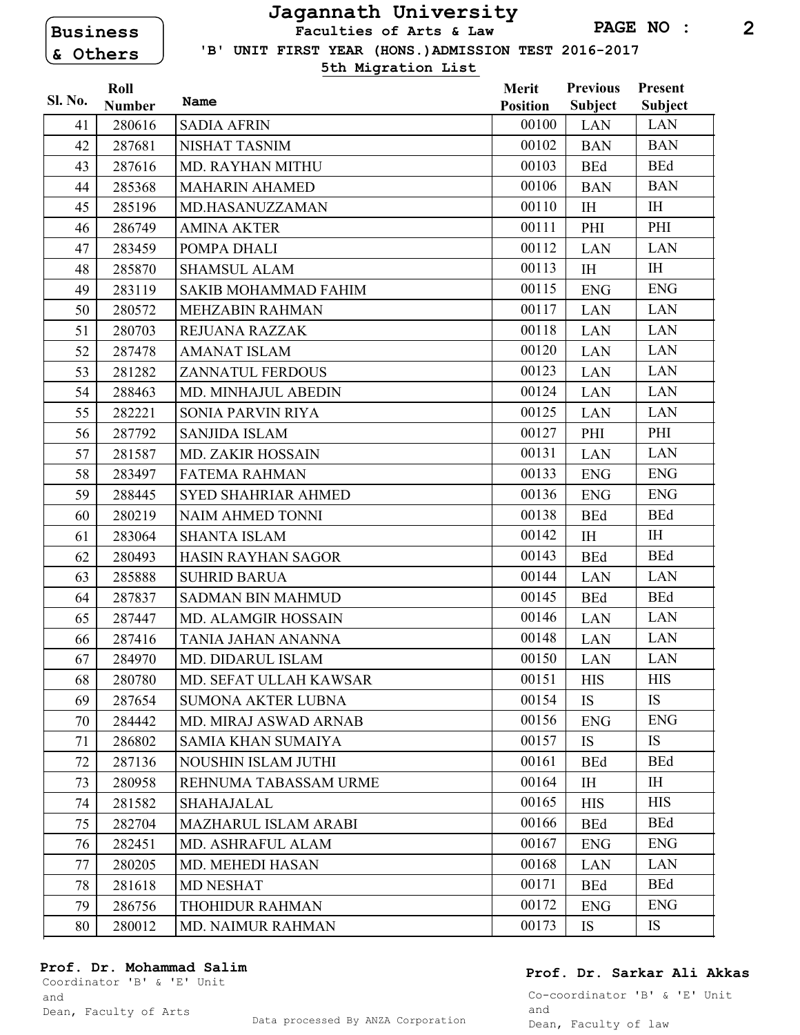Business & Others

# Jagannath University

**Faculties of Arts & Law**

**'B' UNIT FIRST YEAR (HONS.) ADMISSION TEST 2016-2017**

**5th Migration List**

| Sl. No. | Roll Number | Name | Merit Position | Previous Subject | Present Subject |
|---|---|---|---|---|---|
| 41 | 280616 | SADIA AFRIN | 00100 | LAN | LAN |
| 42 | 287681 | NISHAT TASNIM | 00102 | BAN | BAN |
| 43 | 287616 | MD. RAYHAN MITHU | 00103 | BEd | BEd |
| 44 | 285368 | MAHARIN AHAMED | 00106 | BAN | BAN |
| 45 | 285196 | MD.HASANUZZAMAN | 00110 | IH | IH |
| 46 | 286749 | AMINA AKTER | 00111 | PHI | PHI |
| 47 | 283459 | POMPA DHALI | 00112 | LAN | LAN |
| 48 | 285870 | SHAMSUL ALAM | 00113 | IH | IH |
| 49 | 283119 | SAKIB MOHAMMAD FAHIM | 00115 | ENG | ENG |
| 50 | 280572 | MEHZABIN RAHMAN | 00117 | LAN | LAN |
| 51 | 280703 | REJUANA RAZZAK | 00118 | LAN | LAN |
| 52 | 287478 | AMANAT ISLAM | 00120 | LAN | LAN |
| 53 | 281282 | ZANNATUL FERDOUS | 00123 | LAN | LAN |
| 54 | 288463 | MD. MINHAJUL ABEDIN | 00124 | LAN | LAN |
| 55 | 282221 | SONIA PARVIN RIYA | 00125 | LAN | LAN |
| 56 | 287792 | SANJIDA ISLAM | 00127 | PHI | PHI |
| 57 | 281587 | MD. ZAKIR HOSSAIN | 00131 | LAN | LAN |
| 58 | 283497 | FATEMA RAHMAN | 00133 | ENG | ENG |
| 59 | 288445 | SYED SHAHRIAR AHMED | 00136 | ENG | ENG |
| 60 | 280219 | NAIM AHMED TONNI | 00138 | BEd | BEd |
| 61 | 283064 | SHANTA ISLAM | 00142 | IH | IH |
| 62 | 280493 | HASIN RAYHAN SAGOR | 00143 | BEd | BEd |
| 63 | 285888 | SUHRID BARUA | 00144 | LAN | LAN |
| 64 | 287837 | SADMAN BIN MAHMUD | 00145 | BEd | BEd |
| 65 | 287447 | MD. ALAMGIR HOSSAIN | 00146 | LAN | LAN |
| 66 | 287416 | TANIA JAHAN ANANNA | 00148 | LAN | LAN |
| 67 | 284970 | MD. DIDARUL ISLAM | 00150 | LAN | LAN |
| 68 | 280780 | MD. SEFAT ULLAH KAWSAR | 00151 | HIS | HIS |
| 69 | 287654 | SUMONA AKTER LUBNA | 00154 | IS | IS |
| 70 | 284442 | MD. MIRAJ ASWAD ARNAB | 00156 | ENG | ENG |
| 71 | 286802 | SAMIA KHAN SUMAIYA | 00157 | IS | IS |
| 72 | 287136 | NOUSHIN ISLAM JUTHI | 00161 | BEd | BEd |
| 73 | 280958 | REHNUMA TABASSAM URME | 00164 | IH | IH |
| 74 | 281582 | SHAHAJALAL | 00165 | HIS | HIS |
| 75 | 282704 | MAZHARUL ISLAM ARABI | 00166 | BEd | BEd |
| 76 | 282451 | MD. ASHRAFUL ALAM | 00167 | ENG | ENG |
| 77 | 280205 | MD. MEHEDI HASAN | 00168 | LAN | LAN |
| 78 | 281618 | MD NESHAT | 00171 | BEd | BEd |
| 79 | 286756 | THOHIDUR RAHMAN | 00172 | ENG | ENG |
| 80 | 280012 | MD. NAIMUR RAHMAN | 00173 | IS | IS |

**Prof. Dr. Mohammad Salim**
Coordinator 'B' & 'E' Unit
and
Dean, Faculty of Arts

**Prof. Dr. Sarkar Ali Akkas**
Co-coordinator 'B' & 'E' Unit
and
Dean, Faculty of law

Data processed By ANZA Corporation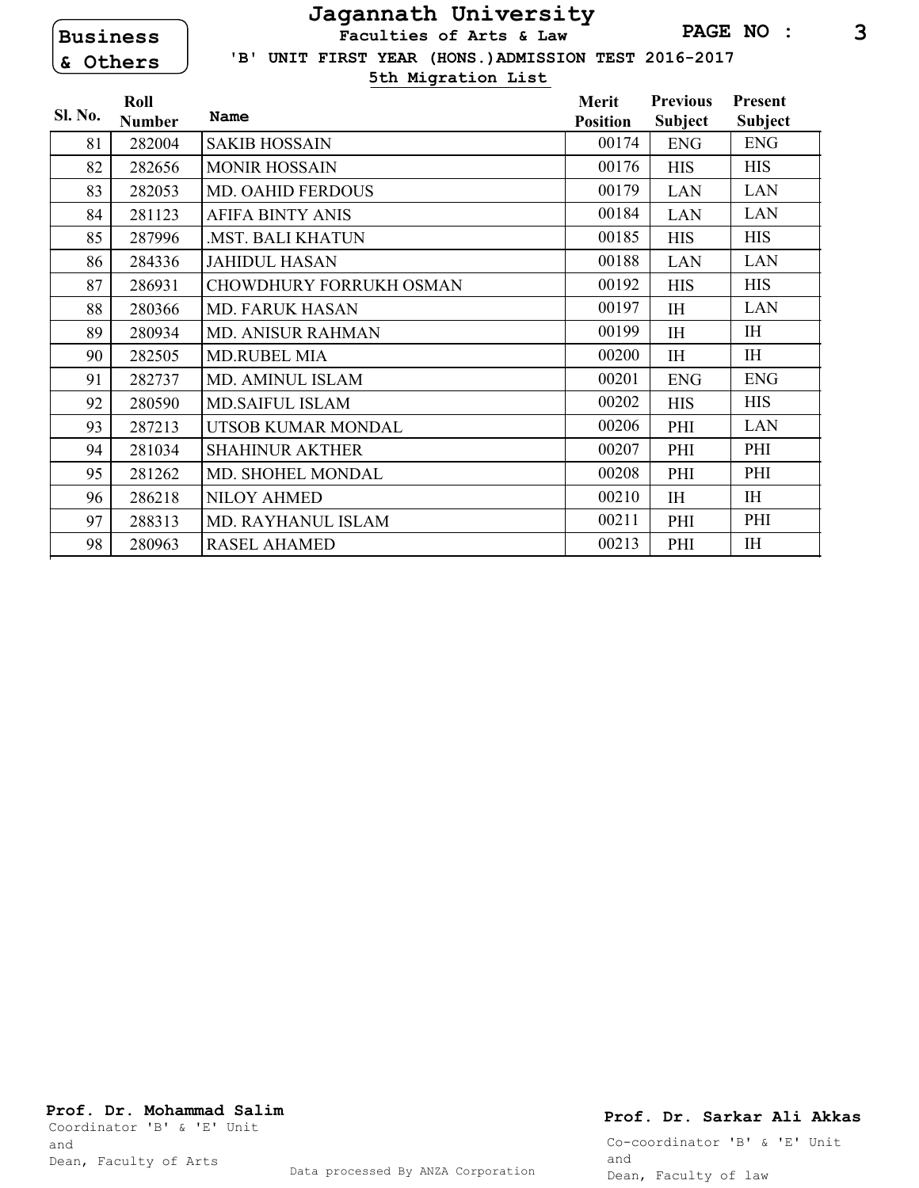Business & Others

# Jagannath University

**Faculties of Arts & Law**

**'B' UNIT FIRST YEAR (HONS.)ADMISSION TEST 2016-2017**

**5th Migration List**

| Sl. No. | Roll Number | Name | Merit Position | Previous Subject | Present Subject |
|---|---|---|---|---|---|
| 81 | 282004 | SAKIB HOSSAIN | 00174 | ENG | ENG |
| 82 | 282656 | MONIR HOSSAIN | 00176 | HIS | HIS |
| 83 | 282053 | MD. OAHID FERDOUS | 00179 | LAN | LAN |
| 84 | 281123 | AFIFA BINTY ANIS | 00184 | LAN | LAN |
| 85 | 287996 | .MST. BALI KHATUN | 00185 | HIS | HIS |
| 86 | 284336 | JAHIDUL HASAN | 00188 | LAN | LAN |
| 87 | 286931 | CHOWDHURY FORRUKH OSMAN | 00192 | HIS | HIS |
| 88 | 280366 | MD. FARUK HASAN | 00197 | IH | LAN |
| 89 | 280934 | MD. ANISUR RAHMAN | 00199 | IH | IH |
| 90 | 282505 | MD.RUBEL MIA | 00200 | IH | IH |
| 91 | 282737 | MD. AMINUL ISLAM | 00201 | ENG | ENG |
| 92 | 280590 | MD.SAIFUL ISLAM | 00202 | HIS | HIS |
| 93 | 287213 | UTSOB KUMAR MONDAL | 00206 | PHI | LAN |
| 94 | 281034 | SHAHINUR AKTHER | 00207 | PHI | PHI |
| 95 | 281262 | MD. SHOHEL MONDAL | 00208 | PHI | PHI |
| 96 | 286218 | NILOY AHMED | 00210 | IH | IH |
| 97 | 288313 | MD. RAYHANUL ISLAM | 00211 | PHI | PHI |
| 98 | 280963 | RASEL AHAMED | 00213 | PHI | IH |

**Prof. Dr. Mohammad Salim**
Coordinator 'B' & 'E' Unit
and
Dean, Faculty of Arts

Data processed By ANZA Corporation

**Prof. Dr. Sarkar Ali Akkas**
Co-coordinator 'B' & 'E' Unit
and
Dean, Faculty of law